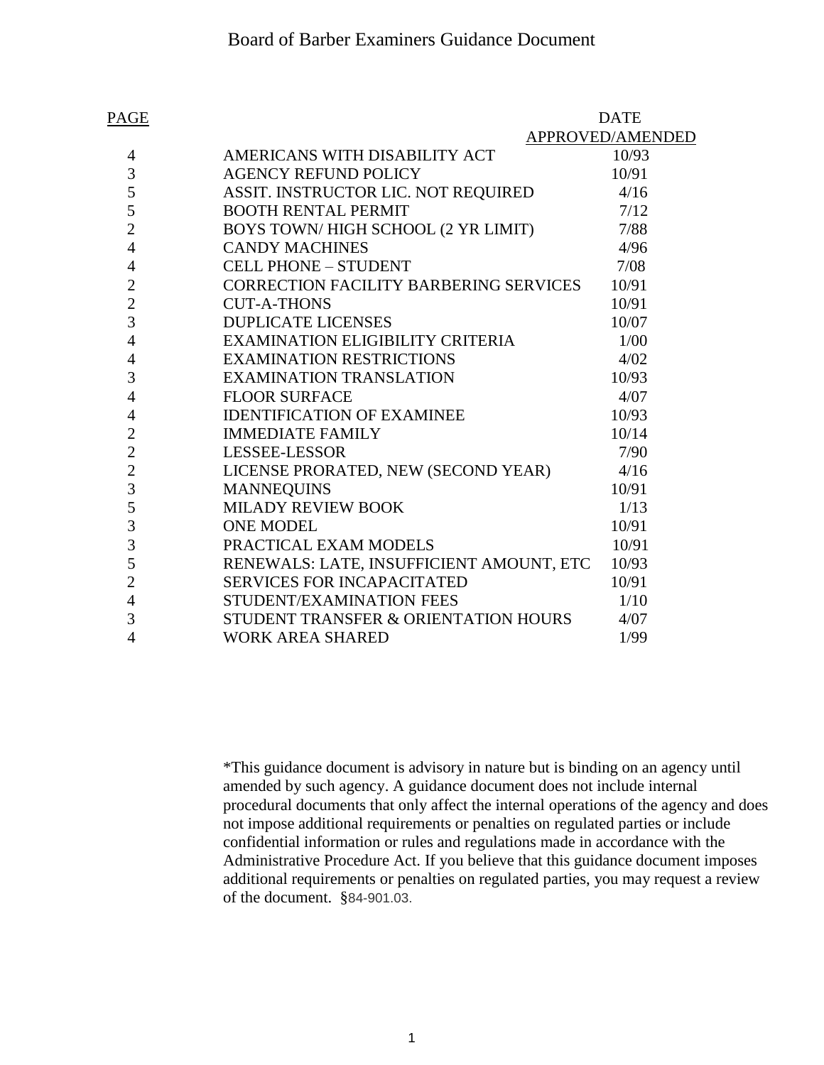# Board of Barber Examiners Guidance Document

| PAGE | | DATE APPROVED/AMENDED |
|---|---|---|
| 4 | AMERICANS WITH DISABILITY ACT | 10/93 |
| 3 | AGENCY REFUND POLICY | 10/91 |
| 5 | ASSIT. INSTRUCTOR LIC. NOT REQUIRED | 4/16 |
| 5 | BOOTH RENTAL PERMIT | 7/12 |
| 2 | BOYS TOWN/ HIGH SCHOOL (2 YR LIMIT) | 7/88 |
| 4 | CANDY MACHINES | 4/96 |
| 4 | CELL PHONE – STUDENT | 7/08 |
| 2 | CORRECTION FACILITY BARBERING SERVICES | 10/91 |
| 2 | CUT-A-THONS | 10/91 |
| 3 | DUPLICATE LICENSES | 10/07 |
| 4 | EXAMINATION ELIGIBILITY CRITERIA | 1/00 |
| 4 | EXAMINATION RESTRICTIONS | 4/02 |
| 3 | EXAMINATION TRANSLATION | 10/93 |
| 4 | FLOOR SURFACE | 4/07 |
| 4 | IDENTIFICATION OF EXAMINEE | 10/93 |
| 2 | IMMEDIATE FAMILY | 10/14 |
| 2 | LESSEE-LESSOR | 7/90 |
| 2 | LICENSE PRORATED, NEW (SECOND YEAR) | 4/16 |
| 3 | MANNEQUINS | 10/91 |
| 5 | MILADY REVIEW BOOK | 1/13 |
| 3 | ONE MODEL | 10/91 |
| 3 | PRACTICAL EXAM MODELS | 10/91 |
| 5 | RENEWALS: LATE, INSUFFICIENT AMOUNT, ETC | 10/93 |
| 2 | SERVICES FOR INCAPACITATED | 10/91 |
| 4 | STUDENT/EXAMINATION FEES | 1/10 |
| 3 | STUDENT TRANSFER & ORIENTATION HOURS | 4/07 |
| 4 | WORK AREA SHARED | 1/99 |

*This guidance document is advisory in nature but is binding on an agency until amended by such agency. A guidance document does not include internal procedural documents that only affect the internal operations of the agency and does not impose additional requirements or penalties on regulated parties or include confidential information or rules and regulations made in accordance with the Administrative Procedure Act. If you believe that this guidance document imposes additional requirements or penalties on regulated parties, you may request a review of the document. §84-901.03.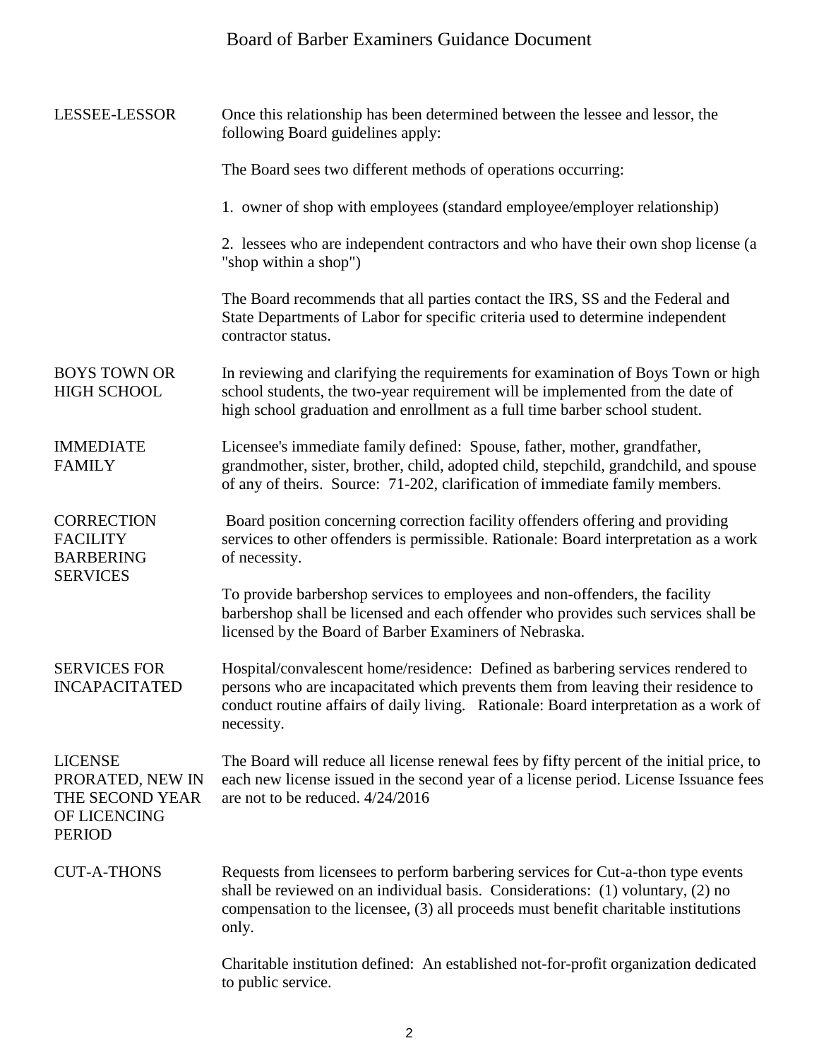| | |
|---|---|
| LESSEE-LESSOR | Once this relationship has been determined between the lessee and lessor, the following Board guidelines apply:<br><br>The Board sees two different methods of operations occurring:<br><br>1. owner of shop with employees (standard employee/employer relationship)<br><br>2. lessees who are independent contractors and who have their own shop license (a "shop within a shop")<br><br>The Board recommends that all parties contact the IRS, SS and the Federal and State Departments of Labor for specific criteria used to determine independent contractor status. |
| BOYS TOWN OR HIGH SCHOOL | In reviewing and clarifying the requirements for examination of Boys Town or high school students, the two-year requirement will be implemented from the date of high school graduation and enrollment as a full time barber school student. |
| IMMEDIATE FAMILY | Licensee's immediate family defined: Spouse, father, mother, grandfather, grandmother, sister, brother, child, adopted child, stepchild, grandchild, and spouse of any of theirs. Source: 71-202, clarification of immediate family members. |
| CORRECTION FACILITY BARBERING SERVICES | Board position concerning correction facility offenders offering and providing services to other offenders is permissible. Rationale: Board interpretation as a work of necessity.<br><br>To provide barbershop services to employees and non-offenders, the facility barbershop shall be licensed and each offender who provides such services shall be licensed by the Board of Barber Examiners of Nebraska. |
| SERVICES FOR INCAPACITATED | Hospital/convalescent home/residence: Defined as barbering services rendered to persons who are incapacitated which prevents them from leaving their residence to conduct routine affairs of daily living. Rationale: Board interpretation as a work of necessity. |
| LICENSE PRORATED, NEW IN THE SECOND YEAR OF LICENCING PERIOD | The Board will reduce all license renewal fees by fifty percent of the initial price, to each new license issued in the second year of a license period. License Issuance fees are not to be reduced. 4/24/2016 |
| CUT-A-THONS | Requests from licensees to perform barbering services for Cut-a-thon type events shall be reviewed on an individual basis. Considerations: (1) voluntary, (2) no compensation to the licensee, (3) all proceeds must benefit charitable institutions only.<br><br>Charitable institution defined: An established not-for-profit organization dedicated to public service. |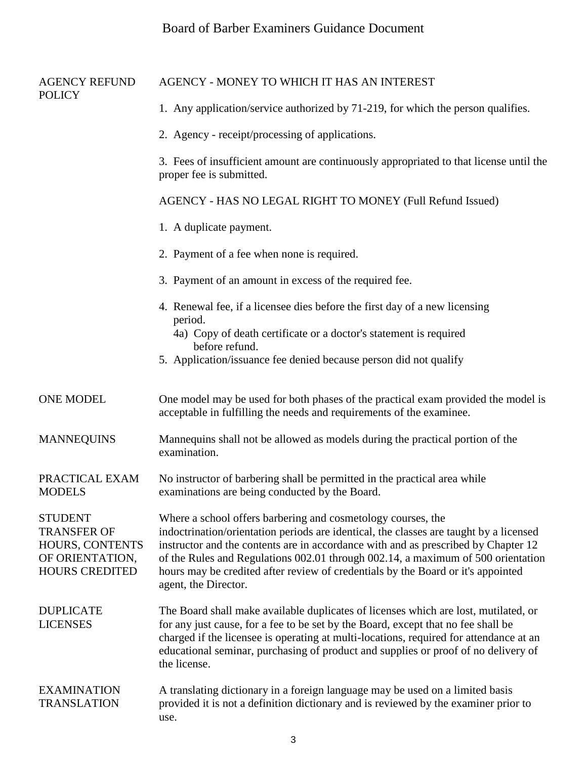**AGENCY REFUND POLICY**

AGENCY - MONEY TO WHICH IT HAS AN INTEREST

1. Any application/service authorized by 71-219, for which the person qualifies.
2. Agency - receipt/processing of applications.
3. Fees of insufficient amount are continuously appropriated to that license until the proper fee is submitted.

AGENCY - HAS NO LEGAL RIGHT TO MONEY (Full Refund Issued)

1. A duplicate payment.
2. Payment of a fee when none is required.
3. Payment of an amount in excess of the required fee.
4. Renewal fee, if a licensee dies before the first day of a new licensing period.
   - 4a) Copy of death certificate or a doctor's statement is required before refund.
5. Application/issuance fee denied because person did not qualify

**ONE MODEL**

One model may be used for both phases of the practical exam provided the model is acceptable in fulfilling the needs and requirements of the examinee.

**MANNEQUINS**

Mannequins shall not be allowed as models during the practical portion of the examination.

**PRACTICAL EXAM MODELS**

No instructor of barbering shall be permitted in the practical area while examinations are being conducted by the Board.

**STUDENT TRANSFER OF HOURS, CONTENTS OF ORIENTATION, HOURS CREDITED**

Where a school offers barbering and cosmetology courses, the indoctrination/orientation periods are identical, the classes are taught by a licensed instructor and the contents are in accordance with and as prescribed by Chapter 12 of the Rules and Regulations 002.01 through 002.14, a maximum of 500 orientation hours may be credited after review of credentials by the Board or it's appointed agent, the Director.

**DUPLICATE LICENSES**

The Board shall make available duplicates of licenses which are lost, mutilated, or for any just cause, for a fee to be set by the Board, except that no fee shall be charged if the licensee is operating at multi-locations, required for attendance at an educational seminar, purchasing of product and supplies or proof of no delivery of the license.

**EXAMINATION TRANSLATION**

A translating dictionary in a foreign language may be used on a limited basis provided it is not a definition dictionary and is reviewed by the examiner prior to use.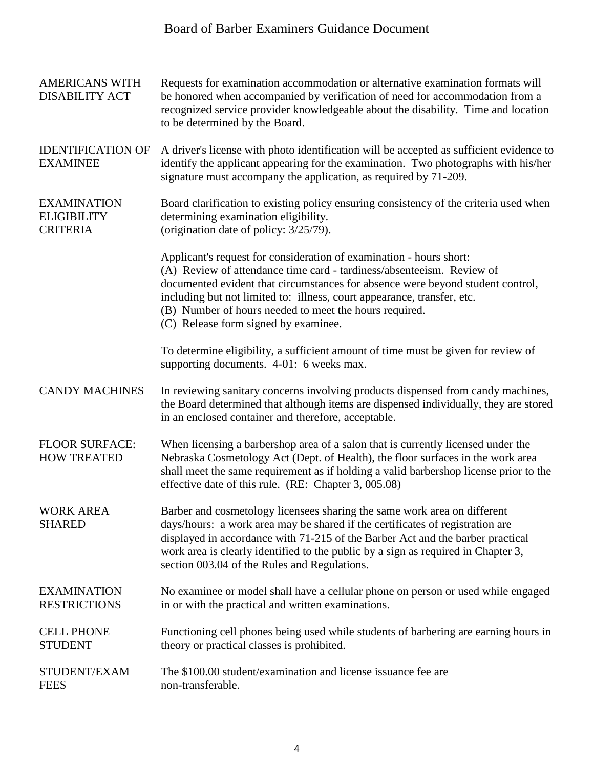# Board of Barber Examiners Guidance Document

| | |
|---|---|
| AMERICANS WITH DISABILITY ACT | Requests for examination accommodation or alternative examination formats will be honored when accompanied by verification of need for accommodation from a recognized service provider knowledgeable about the disability. Time and location to be determined by the Board. |
| IDENTIFICATION OF EXAMINEE | A driver's license with photo identification will be accepted as sufficient evidence to identify the applicant appearing for the examination. Two photographs with his/her signature must accompany the application, as required by 71-209. |
| EXAMINATION ELIGIBILITY CRITERIA | Board clarification to existing policy ensuring consistency of the criteria used when determining examination eligibility. (origination date of policy: 3/25/79).<br><br>Applicant's request for consideration of examination - hours short:<br>(A) Review of attendance time card - tardiness/absenteeism. Review of documented evident that circumstances for absence were beyond student control, including but not limited to: illness, court appearance, transfer, etc.<br>(B) Number of hours needed to meet the hours required.<br>(C) Release form signed by examinee.<br><br>To determine eligibility, a sufficient amount of time must be given for review of supporting documents. 4-01: 6 weeks max. |
| CANDY MACHINES | In reviewing sanitary concerns involving products dispensed from candy machines, the Board determined that although items are dispensed individually, they are stored in an enclosed container and therefore, acceptable. |
| FLOOR SURFACE: HOW TREATED | When licensing a barbershop area of a salon that is currently licensed under the Nebraska Cosmetology Act (Dept. of Health), the floor surfaces in the work area shall meet the same requirement as if holding a valid barbershop license prior to the effective date of this rule. (RE: Chapter 3, 005.08) |
| WORK AREA SHARED | Barber and cosmetology licensees sharing the same work area on different days/hours: a work area may be shared if the certificates of registration are displayed in accordance with 71-215 of the Barber Act and the barber practical work area is clearly identified to the public by a sign as required in Chapter 3, section 003.04 of the Rules and Regulations. |
| EXAMINATION RESTRICTIONS | No examinee or model shall have a cellular phone on person or used while engaged in or with the practical and written examinations. |
| CELL PHONE STUDENT | Functioning cell phones being used while students of barbering are earning hours in theory or practical classes is prohibited. |
| STUDENT/EXAM FEES | The $100.00 student/examination and license issuance fee are non-transferable. |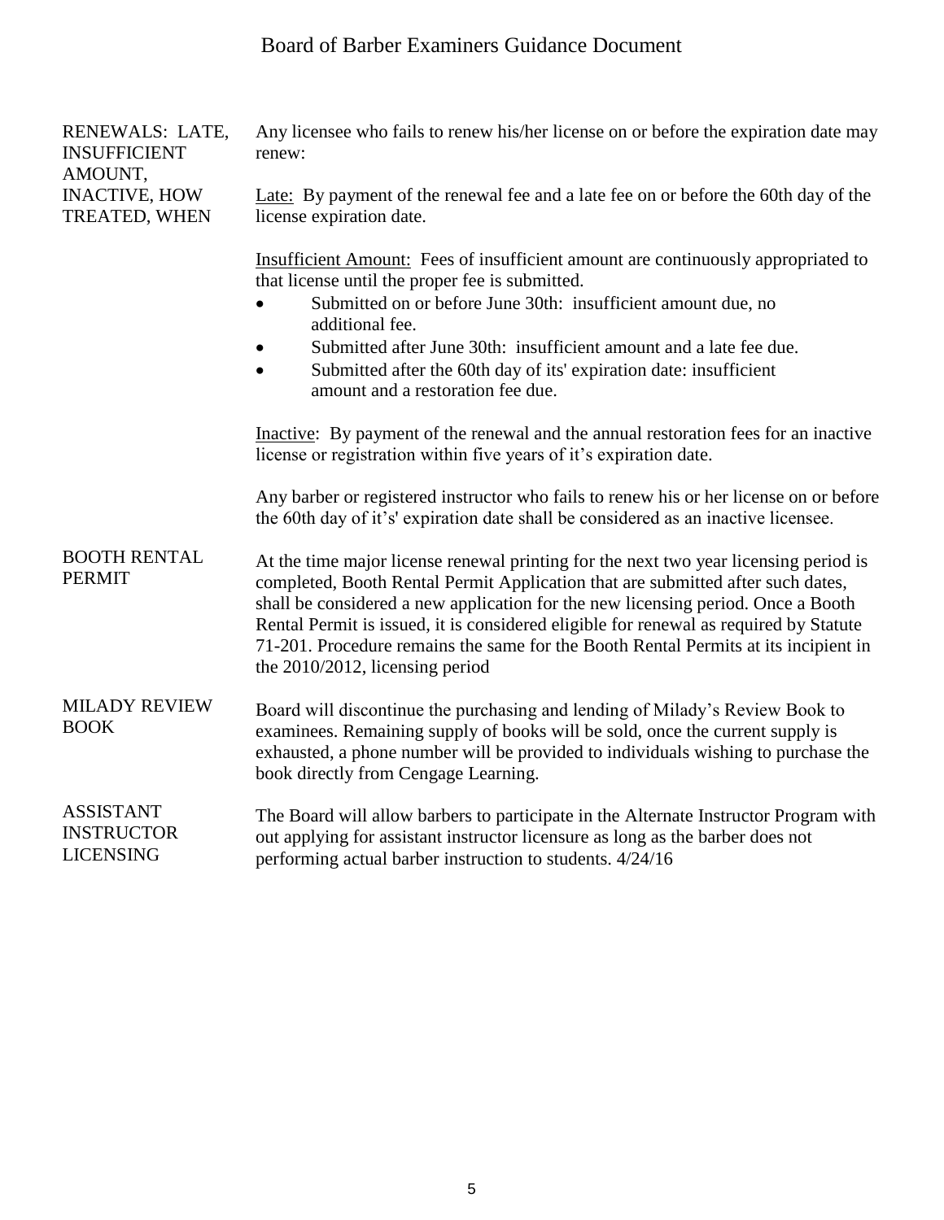RENEWALS: LATE, INSUFFICIENT AMOUNT, INACTIVE, HOW TREATED, WHEN

Any licensee who fails to renew his/her license on or before the expiration date may renew:

<u>Late:</u> By payment of the renewal fee and a late fee on or before the 60th day of the license expiration date.

<u>Insufficient Amount:</u> Fees of insufficient amount are continuously appropriated to that license until the proper fee is submitted.

- Submitted on or before June 30th: insufficient amount due, no additional fee.
- Submitted after June 30th: insufficient amount and a late fee due.
- Submitted after the 60th day of its' expiration date: insufficient amount and a restoration fee due.

<u>Inactive</u>: By payment of the renewal and the annual restoration fees for an inactive license or registration within five years of it's expiration date.

Any barber or registered instructor who fails to renew his or her license on or before the 60th day of it's' expiration date shall be considered as an inactive licensee.

BOOTH RENTAL PERMIT

At the time major license renewal printing for the next two year licensing period is completed, Booth Rental Permit Application that are submitted after such dates, shall be considered a new application for the new licensing period. Once a Booth Rental Permit is issued, it is considered eligible for renewal as required by Statute 71-201. Procedure remains the same for the Booth Rental Permits at its incipient in the 2010/2012, licensing period

MILADY REVIEW BOOK

Board will discontinue the purchasing and lending of Milady's Review Book to examinees. Remaining supply of books will be sold, once the current supply is exhausted, a phone number will be provided to individuals wishing to purchase the book directly from Cengage Learning.

ASSISTANT INSTRUCTOR LICENSING

The Board will allow barbers to participate in the Alternate Instructor Program with out applying for assistant instructor licensure as long as the barber does not performing actual barber instruction to students. 4/24/16